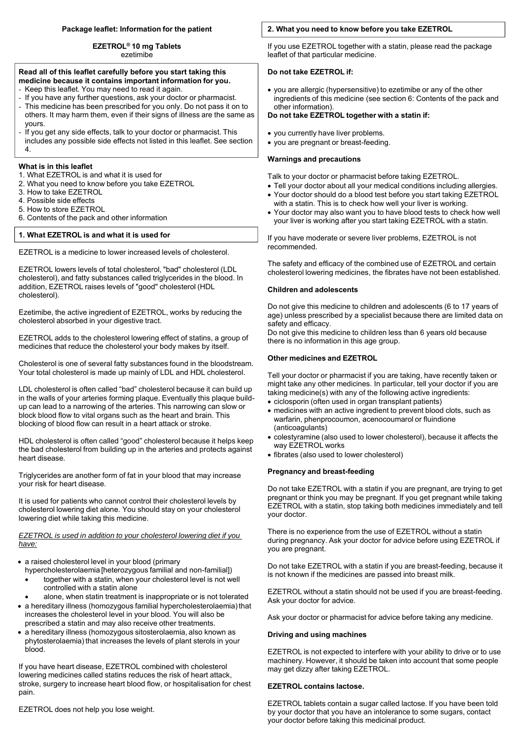**Package leaflet: Information for the patient**

**EZETROL® 10 mg Tablets**
ezetimibe

**Read all of this leaflet carefully before you start taking this medicine because it contains important information for you.**

- Keep this leaflet. You may need to read it again.
- If you have any further questions, ask your doctor or pharmacist.
- This medicine has been prescribed for you only. Do not pass it on to others. It may harm them, even if their signs of illness are the same as yours.
- If you get any side effects, talk to your doctor or pharmacist. This includes any possible side effects not listed in this leaflet. See section 4.

**What is in this leaflet**

1. What EZETROL is and what it is used for
2. What you need to know before you take EZETROL
3. How to take EZETROL
4. Possible side effects
5. How to store EZETROL
6. Contents of the pack and other information

## 1. What EZETROL is and what it is used for

EZETROL is a medicine to lower increased levels of cholesterol.

EZETROL lowers levels of total cholesterol, "bad" cholesterol (LDL cholesterol), and fatty substances called triglycerides in the blood. In addition, EZETROL raises levels of "good" cholesterol (HDL cholesterol).

Ezetimibe, the active ingredient of EZETROL, works by reducing the cholesterol absorbed in your digestive tract.

EZETROL adds to the cholesterol lowering effect of statins, a group of medicines that reduce the cholesterol your body makes by itself.

Cholesterol is one of several fatty substances found in the bloodstream. Your total cholesterol is made up mainly of LDL and HDL cholesterol.

LDL cholesterol is often called "bad" cholesterol because it can build up in the walls of your arteries forming plaque. Eventually this plaque build-up can lead to a narrowing of the arteries. This narrowing can slow or block blood flow to vital organs such as the heart and brain. This blocking of blood flow can result in a heart attack or stroke.

HDL cholesterol is often called "good" cholesterol because it helps keep the bad cholesterol from building up in the arteries and protects against heart disease.

Triglycerides are another form of fat in your blood that may increase your risk for heart disease.

It is used for patients who cannot control their cholesterol levels by cholesterol lowering diet alone. You should stay on your cholesterol lowering diet while taking this medicine.

*EZETROL is used in addition to your cholesterol lowering diet if you have:*

- a raised cholesterol level in your blood (primary hypercholesterolaemia [heterozygous familial and non-familial])
  - together with a statin, when your cholesterol level is not well controlled with a statin alone
  - alone, when statin treatment is inappropriate or is not tolerated
- a hereditary illness (homozygous familial hypercholesterolaemia) that increases the cholesterol level in your blood. You will also be prescribed a statin and may also receive other treatments.
- a hereditary illness (homozygous sitosterolaemia, also known as phytosterolaemia) that increases the levels of plant sterols in your blood.

If you have heart disease, EZETROL combined with cholesterol lowering medicines called statins reduces the risk of heart attack, stroke, surgery to increase heart blood flow, or hospitalisation for chest pain.

EZETROL does not help you lose weight.

## 2. What you need to know before you take EZETROL

If you use EZETROL together with a statin, please read the package leaflet of that particular medicine.

**Do not take EZETROL if:**

- you are allergic (hypersensitive) to ezetimibe or any of the other ingredients of this medicine (see section 6: Contents of the pack and other information).

**Do not take EZETROL together with a statin if:**

- you currently have liver problems.
- you are pregnant or breast-feeding.

**Warnings and precautions**

Talk to your doctor or pharmacist before taking EZETROL.

- Tell your doctor about all your medical conditions including allergies.
- Your doctor should do a blood test before you start taking EZETROL with a statin. This is to check how well your liver is working.
- Your doctor may also want you to have blood tests to check how well your liver is working after you start taking EZETROL with a statin.

If you have moderate or severe liver problems, EZETROL is not recommended.

The safety and efficacy of the combined use of EZETROL and certain cholesterol lowering medicines, the fibrates have not been established.

**Children and adolescents**

Do not give this medicine to children and adolescents (6 to 17 years of age) unless prescribed by a specialist because there are limited data on safety and efficacy.
Do not give this medicine to children less than 6 years old because there is no information in this age group.

**Other medicines and EZETROL**

Tell your doctor or pharmacist if you are taking, have recently taken or might take any other medicines. In particular, tell your doctor if you are taking medicine(s) with any of the following active ingredients:

- ciclosporin (often used in organ transplant patients)
- medicines with an active ingredient to prevent blood clots, such as warfarin, phenprocoumon, acenocoumarol or fluindione (anticoagulants)
- colestyramine (also used to lower cholesterol), because it affects the way EZETROL works
- fibrates (also used to lower cholesterol)

**Pregnancy and breast-feeding**

Do not take EZETROL with a statin if you are pregnant, are trying to get pregnant or think you may be pregnant. If you get pregnant while taking EZETROL with a statin, stop taking both medicines immediately and tell your doctor.

There is no experience from the use of EZETROL without a statin during pregnancy. Ask your doctor for advice before using EZETROL if you are pregnant.

Do not take EZETROL with a statin if you are breast-feeding, because it is not known if the medicines are passed into breast milk.

EZETROL without a statin should not be used if you are breast-feeding. Ask your doctor for advice.

Ask your doctor or pharmacist for advice before taking any medicine.

**Driving and using machines**

EZETROL is not expected to interfere with your ability to drive or to use machinery. However, it should be taken into account that some people may get dizzy after taking EZETROL.

**EZETROL contains lactose.**

EZETROL tablets contain a sugar called lactose. If you have been told by your doctor that you have an intolerance to some sugars, contact your doctor before taking this medicinal product.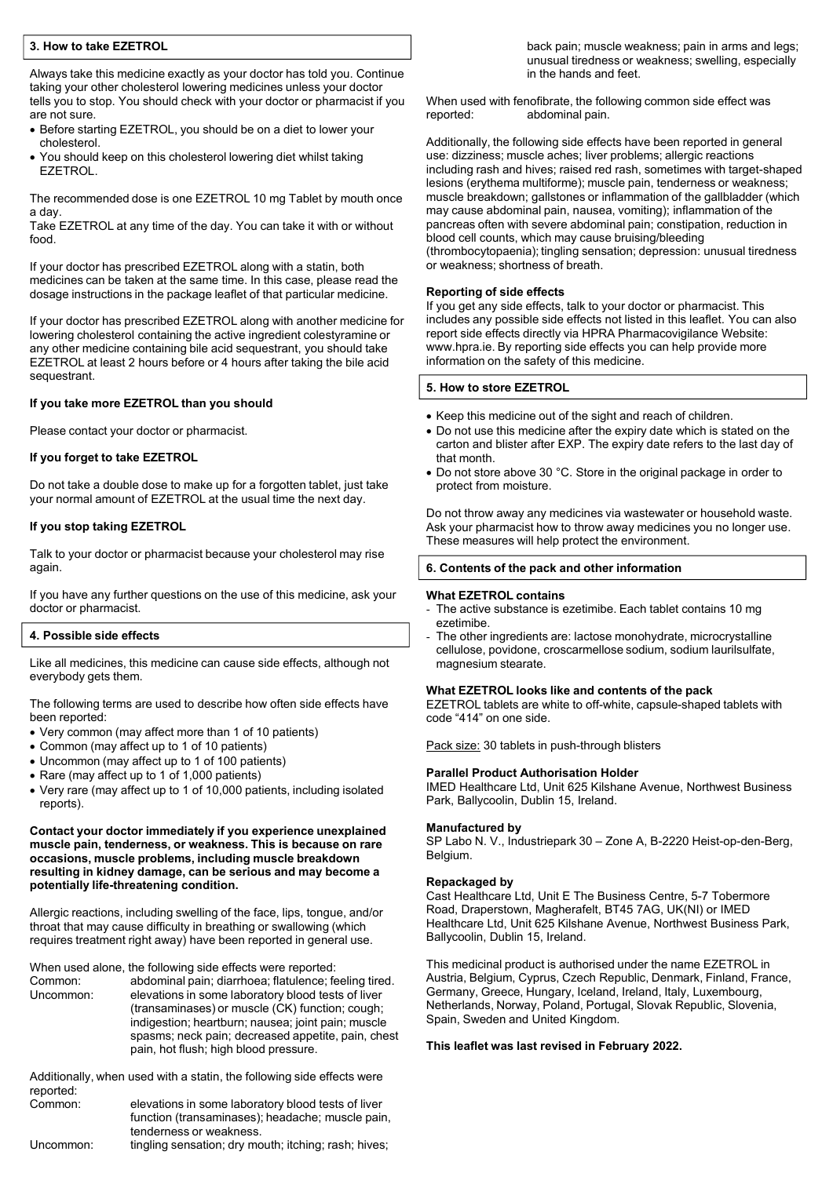## 3. How to take EZETROL

Always take this medicine exactly as your doctor has told you. Continue taking your other cholesterol lowering medicines unless your doctor tells you to stop. You should check with your doctor or pharmacist if you are not sure.

- Before starting EZETROL, you should be on a diet to lower your cholesterol.
- You should keep on this cholesterol lowering diet whilst taking EZETROL.

The recommended dose is one EZETROL 10 mg Tablet by mouth once a day.
Take EZETROL at any time of the day. You can take it with or without food.

If your doctor has prescribed EZETROL along with a statin, both medicines can be taken at the same time. In this case, please read the dosage instructions in the package leaflet of that particular medicine.

If your doctor has prescribed EZETROL along with another medicine for lowering cholesterol containing the active ingredient colestyramine or any other medicine containing bile acid sequestrant, you should take EZETROL at least 2 hours before or 4 hours after taking the bile acid sequestrant.

**If you take more EZETROL than you should**

Please contact your doctor or pharmacist.

**If you forget to take EZETROL**

Do not take a double dose to make up for a forgotten tablet, just take your normal amount of EZETROL at the usual time the next day.

**If you stop taking EZETROL**

Talk to your doctor or pharmacist because your cholesterol may rise again.

If you have any further questions on the use of this medicine, ask your doctor or pharmacist.

## 4. Possible side effects

Like all medicines, this medicine can cause side effects, although not everybody gets them.

The following terms are used to describe how often side effects have been reported:

- Very common (may affect more than 1 of 10 patients)
- Common (may affect up to 1 of 10 patients)
- Uncommon (may affect up to 1 of 100 patients)
- Rare (may affect up to 1 of 1,000 patients)
- Very rare (may affect up to 1 of 10,000 patients, including isolated reports).

**Contact your doctor immediately if you experience unexplained muscle pain, tenderness, or weakness. This is because on rare occasions, muscle problems, including muscle breakdown resulting in kidney damage, can be serious and may become a potentially life-threatening condition.**

Allergic reactions, including swelling of the face, lips, tongue, and/or throat that may cause difficulty in breathing or swallowing (which requires treatment right away) have been reported in general use.

When used alone, the following side effects were reported:

| | |
|---|---|
| Common: | abdominal pain; diarrhoea; flatulence; feeling tired. |
| Uncommon: | elevations in some laboratory blood tests of liver (transaminases) or muscle (CK) function; cough; indigestion; heartburn; nausea; joint pain; muscle spasms; neck pain; decreased appetite, pain, chest pain, hot flush; high blood pressure. |

Additionally, when used with a statin, the following side effects were reported:

| | |
|---|---|
| Common: | elevations in some laboratory blood tests of liver function (transaminases); headache; muscle pain, tenderness or weakness. |
| Uncommon: | tingling sensation; dry mouth; itching; rash; hives; back pain; muscle weakness; pain in arms and legs; unusual tiredness or weakness; swelling, especially in the hands and feet. |

When used with fenofibrate, the following common side effect was reported: abdominal pain.

Additionally, the following side effects have been reported in general use: dizziness; muscle aches; liver problems; allergic reactions including rash and hives; raised red rash, sometimes with target-shaped lesions (erythema multiforme); muscle pain, tenderness or weakness; muscle breakdown; gallstones or inflammation of the gallbladder (which may cause abdominal pain, nausea, vomiting); inflammation of the pancreas often with severe abdominal pain; constipation, reduction in blood cell counts, which may cause bruising/bleeding (thrombocytopaenia); tingling sensation; depression: unusual tiredness or weakness; shortness of breath.

**Reporting of side effects**

If you get any side effects, talk to your doctor or pharmacist. This includes any possible side effects not listed in this leaflet. You can also report side effects directly via HPRA Pharmacovigilance Website: www.hpra.ie. By reporting side effects you can help provide more information on the safety of this medicine.

## 5. How to store EZETROL

- Keep this medicine out of the sight and reach of children.
- Do not use this medicine after the expiry date which is stated on the carton and blister after EXP. The expiry date refers to the last day of that month.
- Do not store above 30 °C. Store in the original package in order to protect from moisture.

Do not throw away any medicines via wastewater or household waste. Ask your pharmacist how to throw away medicines you no longer use. These measures will help protect the environment.

## 6. Contents of the pack and other information

**What EZETROL contains**

- The active substance is ezetimibe. Each tablet contains 10 mg ezetimibe.
- The other ingredients are: lactose monohydrate, microcrystalline cellulose, povidone, croscarmellose sodium, sodium laurilsulfate, magnesium stearate.

**What EZETROL looks like and contents of the pack**

EZETROL tablets are white to off-white, capsule-shaped tablets with code "414" on one side.

Pack size: 30 tablets in push-through blisters

**Parallel Product Authorisation Holder**

IMED Healthcare Ltd, Unit 625 Kilshane Avenue, Northwest Business Park, Ballycoolin, Dublin 15, Ireland.

**Manufactured by**

SP Labo N. V., Industriepark 30 – Zone A, B-2220 Heist-op-den-Berg, Belgium.

**Repackaged by**

Cast Healthcare Ltd, Unit E The Business Centre, 5-7 Tobermore Road, Draperstown, Magherafelt, BT45 7AG, UK(NI) or IMED Healthcare Ltd, Unit 625 Kilshane Avenue, Northwest Business Park, Ballycoolin, Dublin 15, Ireland.

This medicinal product is authorised under the name EZETROL in Austria, Belgium, Cyprus, Czech Republic, Denmark, Finland, France, Germany, Greece, Hungary, Iceland, Ireland, Italy, Luxembourg, Netherlands, Norway, Poland, Portugal, Slovak Republic, Slovenia, Spain, Sweden and United Kingdom.

**This leaflet was last revised in February 2022.**